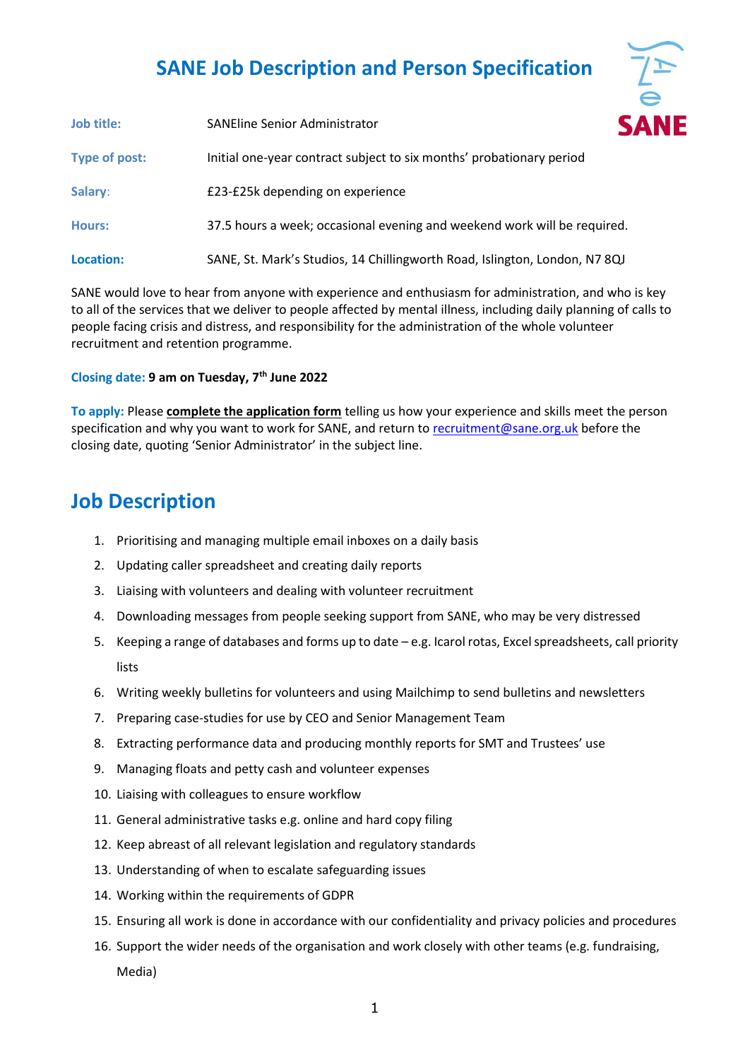# SANE Job Description and Person Specification

SANE

| | |
|---|---|
| **Job title:** | SANEline Senior Administrator |
| **Type of post:** | Initial one-year contract subject to six months' probationary period |
| **Salary:** | £23-£25k depending on experience |
| **Hours:** | 37.5 hours a week; occasional evening and weekend work will be required. |
| **Location:** | SANE, St. Mark's Studios, 14 Chillingworth Road, Islington, London, N7 8QJ |

SANE would love to hear from anyone with experience and enthusiasm for administration, and who is key to all of the services that we deliver to people affected by mental illness, including daily planning of calls to people facing crisis and distress, and responsibility for the administration of the whole volunteer recruitment and retention programme.

**Closing date: 9 am on Tuesday, 7th June 2022**

**To apply:** Please **complete the application form** telling us how your experience and skills meet the person specification and why you want to work for SANE, and return to recruitment@sane.org.uk before the closing date, quoting 'Senior Administrator' in the subject line.

## Job Description

1. Prioritising and managing multiple email inboxes on a daily basis
2. Updating caller spreadsheet and creating daily reports
3. Liaising with volunteers and dealing with volunteer recruitment
4. Downloading messages from people seeking support from SANE, who may be very distressed
5. Keeping a range of databases and forms up to date – e.g. Icarol rotas, Excel spreadsheets, call priority lists
6. Writing weekly bulletins for volunteers and using Mailchimp to send bulletins and newsletters
7. Preparing case-studies for use by CEO and Senior Management Team
8. Extracting performance data and producing monthly reports for SMT and Trustees' use
9. Managing floats and petty cash and volunteer expenses
10. Liaising with colleagues to ensure workflow
11. General administrative tasks e.g. online and hard copy filing
12. Keep abreast of all relevant legislation and regulatory standards
13. Understanding of when to escalate safeguarding issues
14. Working within the requirements of GDPR
15. Ensuring all work is done in accordance with our confidentiality and privacy policies and procedures
16. Support the wider needs of the organisation and work closely with other teams (e.g. fundraising, Media)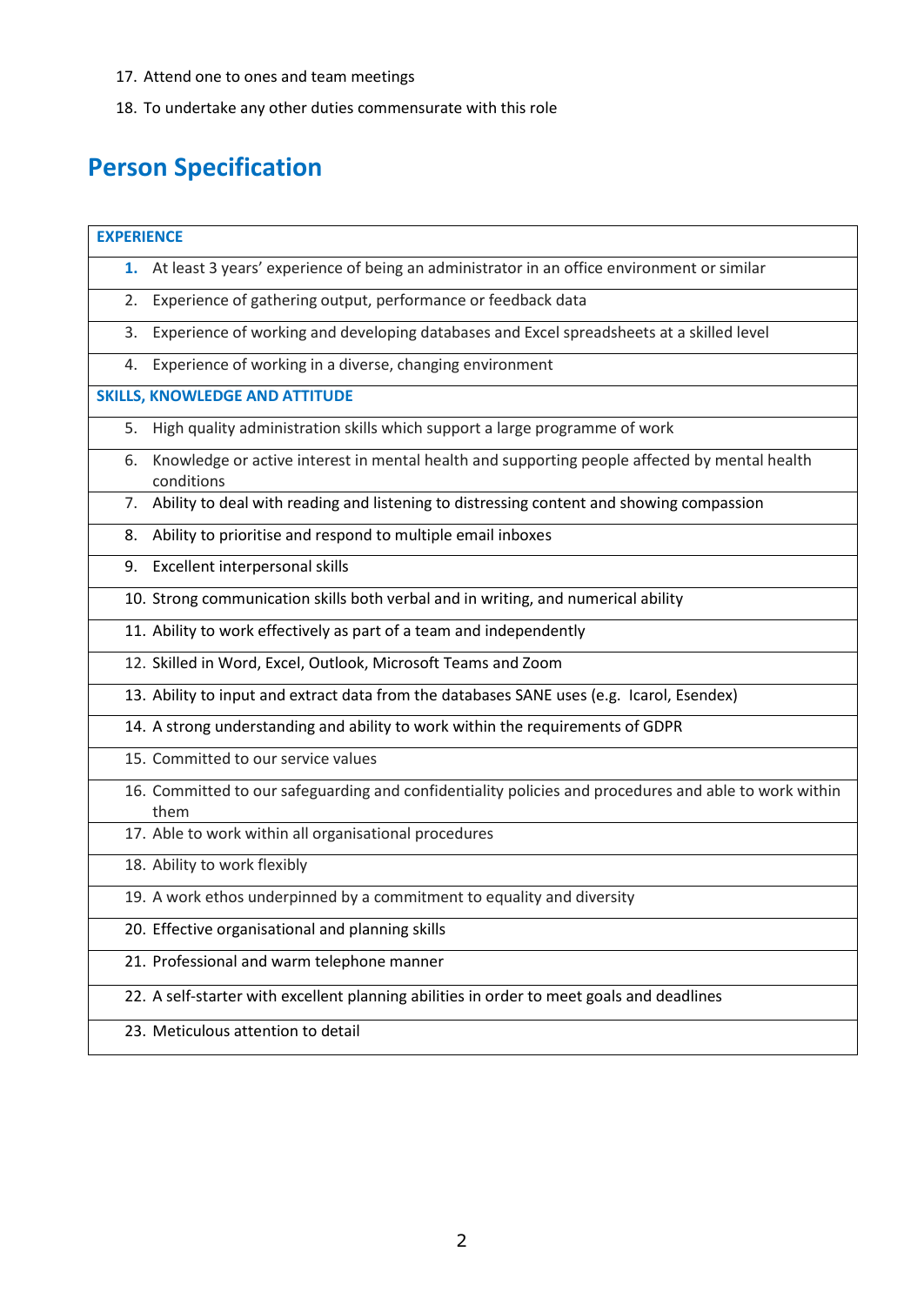17. Attend one to ones and team meetings
18. To undertake any other duties commensurate with this role

## Person Specification

| |
|---|
| **EXPERIENCE** |
| 1. At least 3 years' experience of being an administrator in an office environment or similar |
| 2. Experience of gathering output, performance or feedback data |
| 3. Experience of working and developing databases and Excel spreadsheets at a skilled level |
| 4. Experience of working in a diverse, changing environment |
| **SKILLS, KNOWLEDGE AND ATTITUDE** |
| 5. High quality administration skills which support a large programme of work |
| 6. Knowledge or active interest in mental health and supporting people affected by mental health conditions |
| 7. Ability to deal with reading and listening to distressing content and showing compassion |
| 8. Ability to prioritise and respond to multiple email inboxes |
| 9. Excellent interpersonal skills |
| 10. Strong communication skills both verbal and in writing, and numerical ability |
| 11. Ability to work effectively as part of a team and independently |
| 12. Skilled in Word, Excel, Outlook, Microsoft Teams and Zoom |
| 13. Ability to input and extract data from the databases SANE uses (e.g. Icarol, Esendex) |
| 14. A strong understanding and ability to work within the requirements of GDPR |
| 15. Committed to our service values |
| 16. Committed to our safeguarding and confidentiality policies and procedures and able to work within them |
| 17. Able to work within all organisational procedures |
| 18. Ability to work flexibly |
| 19. A work ethos underpinned by a commitment to equality and diversity |
| 20. Effective organisational and planning skills |
| 21. Professional and warm telephone manner |
| 22. A self-starter with excellent planning abilities in order to meet goals and deadlines |
| 23. Meticulous attention to detail |